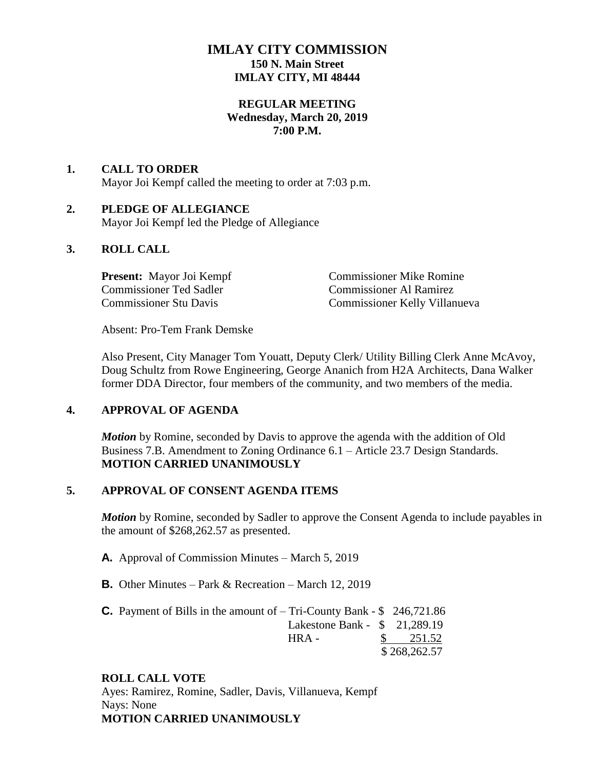# IMLAY CITY COMMISSION

**150 N. Main Street**
**IMLAY CITY, MI 48444**

**REGULAR MEETING**
**Wednesday, March 20, 2019**
**7:00 P.M.**

## 1. CALL TO ORDER

Mayor Joi Kempf called the meeting to order at 7:03 p.m.

## 2. PLEDGE OF ALLEGIANCE

Mayor Joi Kempf led the Pledge of Allegiance

## 3. ROLL CALL

**Present:** Mayor Joi Kempf
Commissioner Mike Romine
Commissioner Ted Sadler
Commissioner Al Ramirez
Commissioner Stu Davis
Commissioner Kelly Villanueva

Absent: Pro-Tem Frank Demske

Also Present, City Manager Tom Youatt, Deputy Clerk/ Utility Billing Clerk Anne McAvoy, Doug Schultz from Rowe Engineering, George Ananich from H2A Architects, Dana Walker former DDA Director, four members of the community, and two members of the media.

## 4. APPROVAL OF AGENDA

***Motion*** by Romine, seconded by Davis to approve the agenda with the addition of Old Business 7.B. Amendment to Zoning Ordinance 6.1 – Article 23.7 Design Standards.
**MOTION CARRIED UNANIMOUSLY**

## 5. APPROVAL OF CONSENT AGENDA ITEMS

***Motion*** by Romine, seconded by Sadler to approve the Consent Agenda to include payables in the amount of $268,262.57 as presented.

**A.** Approval of Commission Minutes – March 5, 2019

**B.** Other Minutes – Park & Recreation – March 12, 2019

**C.** Payment of Bills in the amount of –

| | |
|---|---|
| Tri-County Bank - | $ 246,721.86 |
| Lakestone Bank - | $ 21,289.19 |
| HRA - | $ 251.52 |
| | $ 268,262.57 |

**ROLL CALL VOTE**
Ayes: Ramirez, Romine, Sadler, Davis, Villanueva, Kempf
Nays: None
**MOTION CARRIED UNANIMOUSLY**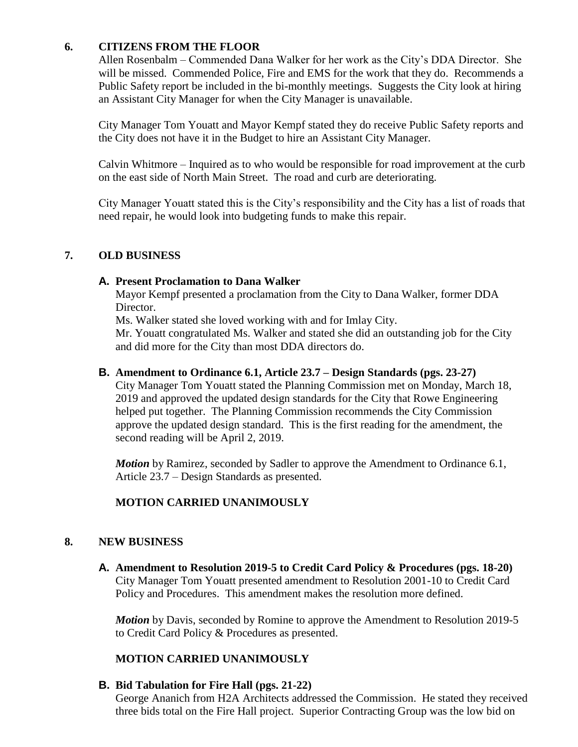## 6. CITIZENS FROM THE FLOOR

Allen Rosenbalm – Commended Dana Walker for her work as the City's DDA Director. She will be missed. Commended Police, Fire and EMS for the work that they do. Recommends a Public Safety report be included in the bi-monthly meetings. Suggests the City look at hiring an Assistant City Manager for when the City Manager is unavailable.

City Manager Tom Youatt and Mayor Kempf stated they do receive Public Safety reports and the City does not have it in the Budget to hire an Assistant City Manager.

Calvin Whitmore – Inquired as to who would be responsible for road improvement at the curb on the east side of North Main Street. The road and curb are deteriorating.

City Manager Youatt stated this is the City's responsibility and the City has a list of roads that need repair, he would look into budgeting funds to make this repair.

## 7. OLD BUSINESS

### A. Present Proclamation to Dana Walker

Mayor Kempf presented a proclamation from the City to Dana Walker, former DDA Director.
Ms. Walker stated she loved working with and for Imlay City.
Mr. Youatt congratulated Ms. Walker and stated she did an outstanding job for the City and did more for the City than most DDA directors do.

### B. Amendment to Ordinance 6.1, Article 23.7 – Design Standards (pgs. 23-27)

City Manager Tom Youatt stated the Planning Commission met on Monday, March 18, 2019 and approved the updated design standards for the City that Rowe Engineering helped put together. The Planning Commission recommends the City Commission approve the updated design standard. This is the first reading for the amendment, the second reading will be April 2, 2019.

***Motion*** by Ramirez, seconded by Sadler to approve the Amendment to Ordinance 6.1, Article 23.7 – Design Standards as presented.

**MOTION CARRIED UNANIMOUSLY**

## 8. NEW BUSINESS

### A. Amendment to Resolution 2019-5 to Credit Card Policy & Procedures (pgs. 18-20)

City Manager Tom Youatt presented amendment to Resolution 2001-10 to Credit Card Policy and Procedures. This amendment makes the resolution more defined.

***Motion*** by Davis, seconded by Romine to approve the Amendment to Resolution 2019-5 to Credit Card Policy & Procedures as presented.

**MOTION CARRIED UNANIMOUSLY**

### B. Bid Tabulation for Fire Hall (pgs. 21-22)

George Ananich from H2A Architects addressed the Commission. He stated they received three bids total on the Fire Hall project. Superior Contracting Group was the low bid on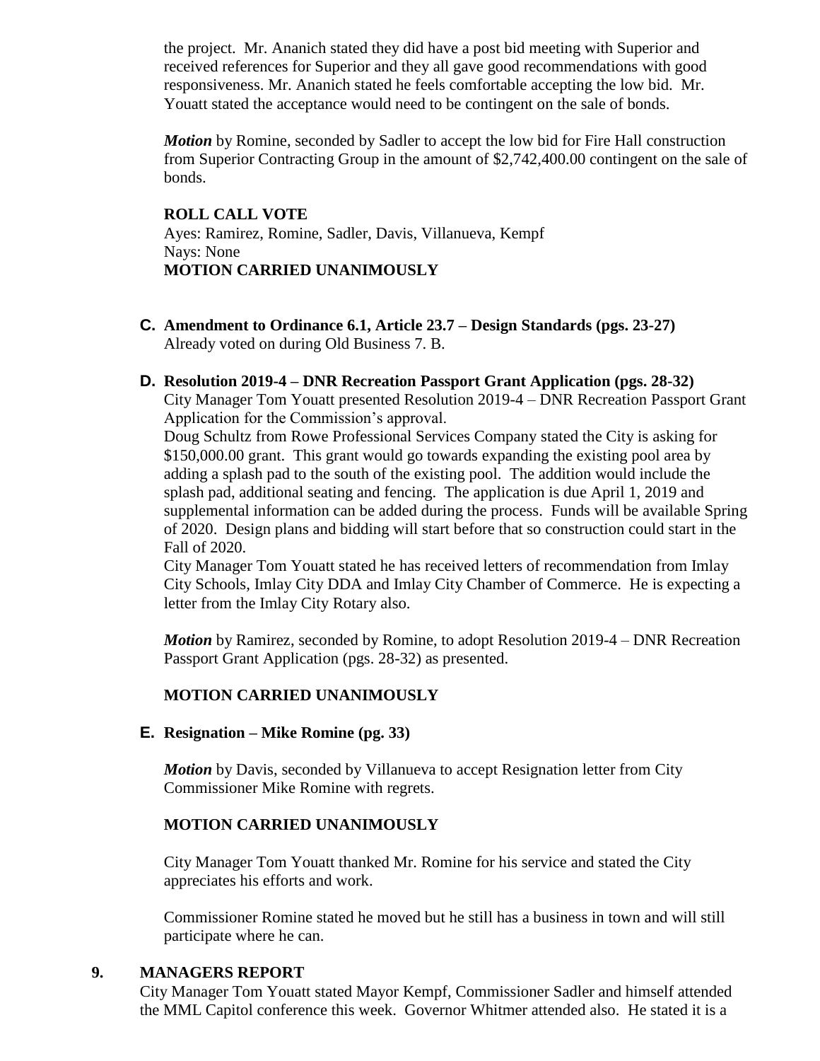the project. Mr. Ananich stated they did have a post bid meeting with Superior and received references for Superior and they all gave good recommendations with good responsiveness. Mr. Ananich stated he feels comfortable accepting the low bid. Mr. Youatt stated the acceptance would need to be contingent on the sale of bonds.

***Motion*** by Romine, seconded by Sadler to accept the low bid for Fire Hall construction from Superior Contracting Group in the amount of $2,742,400.00 contingent on the sale of bonds.

**ROLL CALL VOTE**
Ayes: Ramirez, Romine, Sadler, Davis, Villanueva, Kempf
Nays: None
**MOTION CARRIED UNANIMOUSLY**

**C. Amendment to Ordinance 6.1, Article 23.7 – Design Standards (pgs. 23-27)**
Already voted on during Old Business 7. B.

**D. Resolution 2019-4 – DNR Recreation Passport Grant Application (pgs. 28-32)**
City Manager Tom Youatt presented Resolution 2019-4 – DNR Recreation Passport Grant Application for the Commission's approval.
Doug Schultz from Rowe Professional Services Company stated the City is asking for $150,000.00 grant. This grant would go towards expanding the existing pool area by adding a splash pad to the south of the existing pool. The addition would include the splash pad, additional seating and fencing. The application is due April 1, 2019 and supplemental information can be added during the process. Funds will be available Spring of 2020. Design plans and bidding will start before that so construction could start in the Fall of 2020.
City Manager Tom Youatt stated he has received letters of recommendation from Imlay City Schools, Imlay City DDA and Imlay City Chamber of Commerce. He is expecting a letter from the Imlay City Rotary also.

***Motion*** by Ramirez, seconded by Romine, to adopt Resolution 2019-4 – DNR Recreation Passport Grant Application (pgs. 28-32) as presented.

**MOTION CARRIED UNANIMOUSLY**

**E. Resignation – Mike Romine (pg. 33)**

***Motion*** by Davis, seconded by Villanueva to accept Resignation letter from City Commissioner Mike Romine with regrets.

**MOTION CARRIED UNANIMOUSLY**

City Manager Tom Youatt thanked Mr. Romine for his service and stated the City appreciates his efforts and work.

Commissioner Romine stated he moved but he still has a business in town and will still participate where he can.

**9. MANAGERS REPORT**
City Manager Tom Youatt stated Mayor Kempf, Commissioner Sadler and himself attended the MML Capitol conference this week. Governor Whitmer attended also. He stated it is a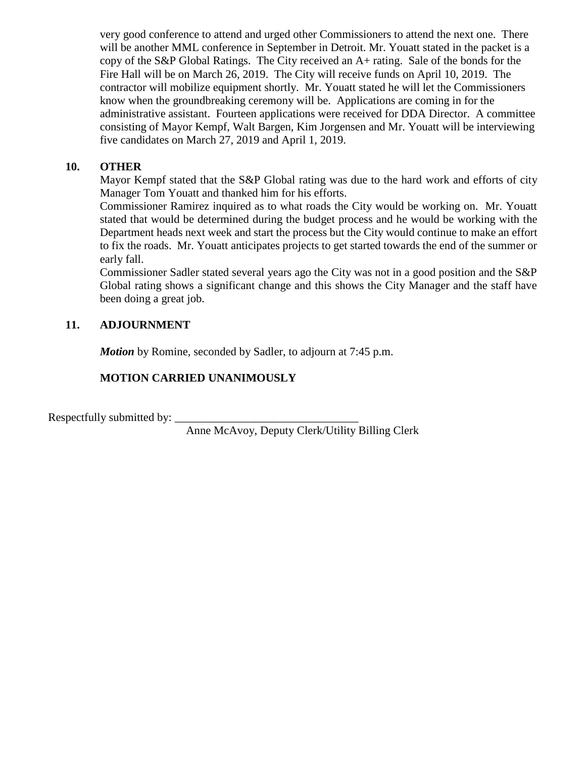very good conference to attend and urged other Commissioners to attend the next one. There will be another MML conference in September in Detroit. Mr. Youatt stated in the packet is a copy of the S&P Global Ratings. The City received an A+ rating. Sale of the bonds for the Fire Hall will be on March 26, 2019. The City will receive funds on April 10, 2019. The contractor will mobilize equipment shortly. Mr. Youatt stated he will let the Commissioners know when the groundbreaking ceremony will be. Applications are coming in for the administrative assistant. Fourteen applications were received for DDA Director. A committee consisting of Mayor Kempf, Walt Bargen, Kim Jorgensen and Mr. Youatt will be interviewing five candidates on March 27, 2019 and April 1, 2019.

## 10. OTHER

Mayor Kempf stated that the S&P Global rating was due to the hard work and efforts of city Manager Tom Youatt and thanked him for his efforts.

Commissioner Ramirez inquired as to what roads the City would be working on. Mr. Youatt stated that would be determined during the budget process and he would be working with the Department heads next week and start the process but the City would continue to make an effort to fix the roads. Mr. Youatt anticipates projects to get started towards the end of the summer or early fall.

Commissioner Sadler stated several years ago the City was not in a good position and the S&P Global rating shows a significant change and this shows the City Manager and the staff have been doing a great job.

## 11. ADJOURNMENT

***Motion*** by Romine, seconded by Sadler, to adjourn at 7:45 p.m.

**MOTION CARRIED UNANIMOUSLY**

Respectfully submitted by: _______________________________

Anne McAvoy, Deputy Clerk/Utility Billing Clerk